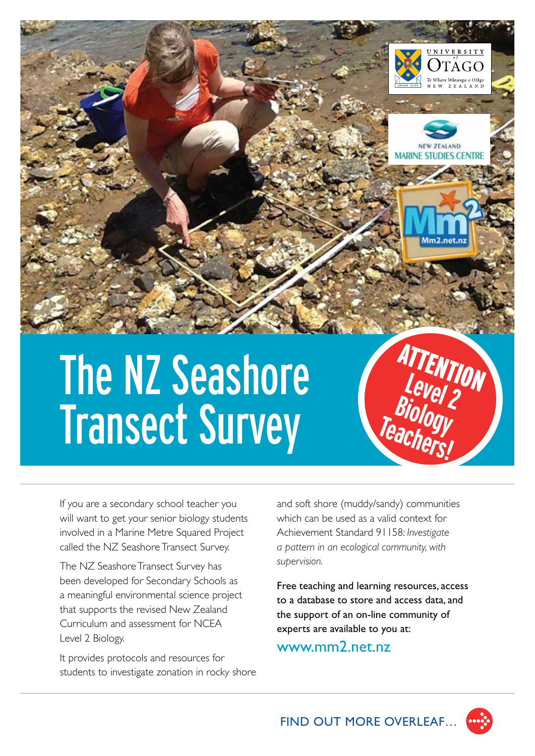# The NZ Seashore Transect Survey

**ATTENTION Level 2 Biology Teachers!**

If you are a secondary school teacher you will want to get your senior biology students involved in a Marine Metre Squared Project called the NZ Seashore Transect Survey.

The NZ Seashore Transect Survey has been developed for Secondary Schools as a meaningful environmental science project that supports the revised New Zealand Curriculum and assessment for NCEA Level 2 Biology.

It provides protocols and resources for students to investigate zonation in rocky shore and soft shore (muddy/sandy) communities which can be used as a valid context for Achievement Standard 91158: *Investigate a pattern in an ecological community, with supervision.*

Free teaching and learning resources, access to a database to store and access data, and the support of an on-line community of experts are available to you at:

www.mm2.net.nz

FIND OUT MORE OVERLEAF…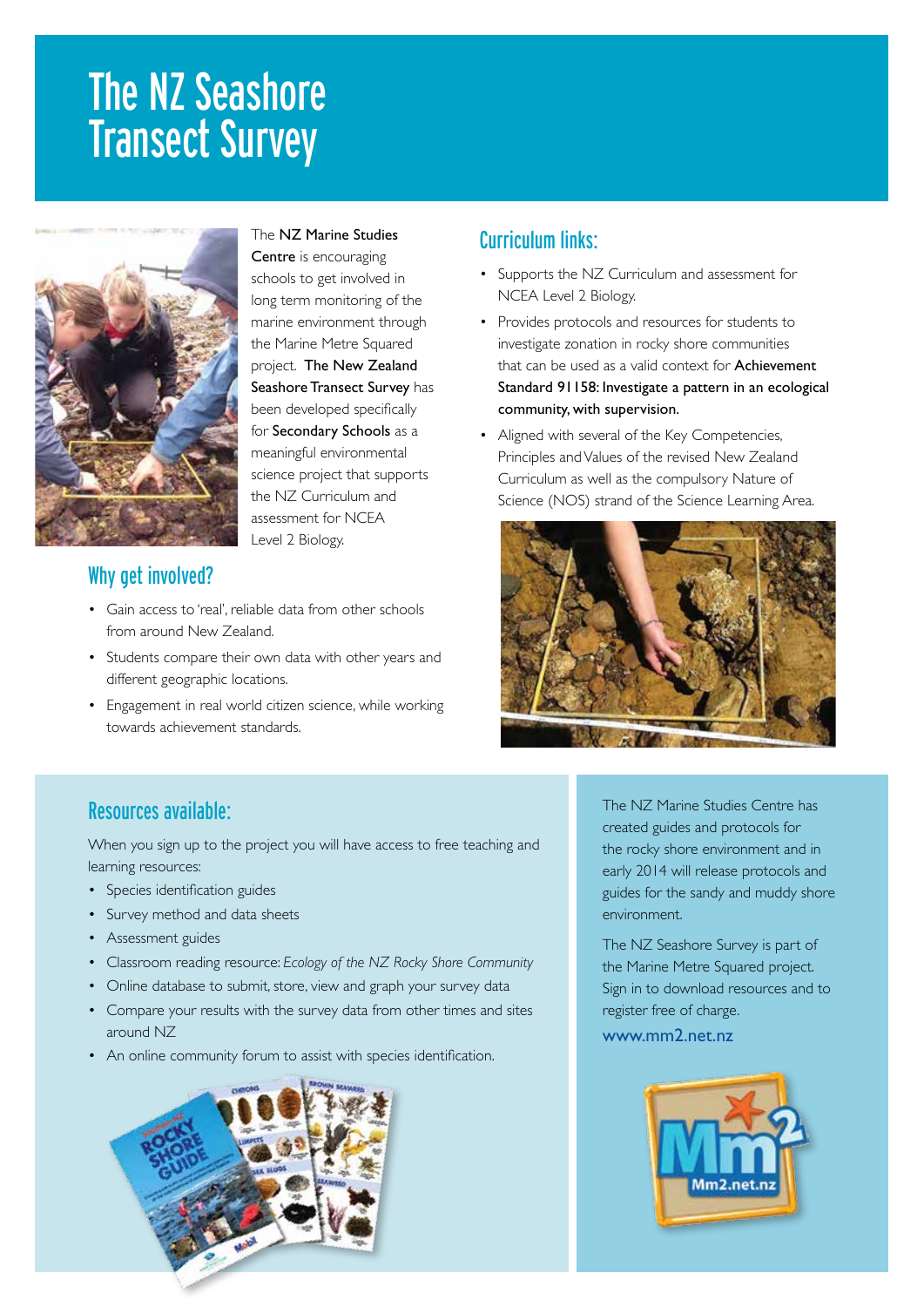# The NZ Seashore Transect Survey

The **NZ Marine Studies Centre** is encouraging schools to get involved in long term monitoring of the marine environment through the Marine Metre Squared project. **The New Zealand Seashore Transect Survey** has been developed specifically for **Secondary Schools** as a meaningful environmental science project that supports the NZ Curriculum and assessment for NCEA Level 2 Biology.

## Why get involved?

- Gain access to 'real', reliable data from other schools from around New Zealand.
- Students compare their own data with other years and different geographic locations.
- Engagement in real world citizen science, while working towards achievement standards.

## Curriculum links:

- Supports the NZ Curriculum and assessment for NCEA Level 2 Biology.
- Provides protocols and resources for students to investigate zonation in rocky shore communities that can be used as a valid context for **Achievement Standard 91158: Investigate a pattern in an ecological community, with supervision.**
- Aligned with several of the Key Competencies, Principles and Values of the revised New Zealand Curriculum as well as the compulsory Nature of Science (NOS) strand of the Science Learning Area.

## Resources available:

When you sign up to the project you will have access to free teaching and learning resources:

- Species identification guides
- Survey method and data sheets
- Assessment guides
- Classroom reading resource: *Ecology of the NZ Rocky Shore Community*
- Online database to submit, store, view and graph your survey data
- Compare your results with the survey data from other times and sites around NZ
- An online community forum to assist with species identification.

The NZ Marine Studies Centre has created guides and protocols for the rocky shore environment and in early 2014 will release protocols and guides for the sandy and muddy shore environment.

The NZ Seashore Survey is part of the Marine Metre Squared project. Sign in to download resources and to register free of charge.

www.mm2.net.nz